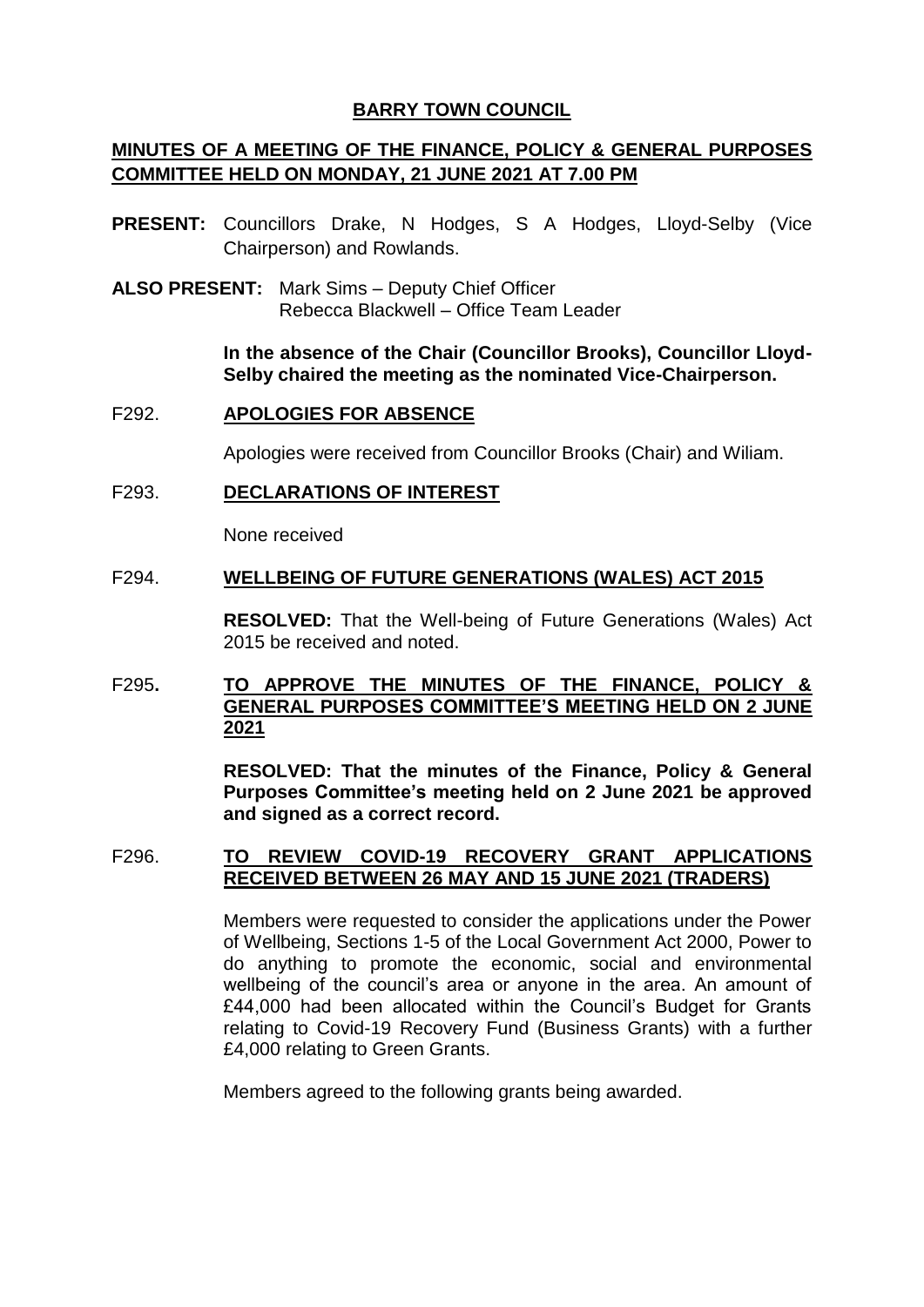# BARRY TOWN COUNCIL

## MINUTES OF A MEETING OF THE FINANCE, POLICY & GENERAL PURPOSES COMMITTEE HELD ON MONDAY, 21 JUNE 2021 AT 7.00 PM

**PRESENT:** Councillors Drake, N Hodges, S A Hodges, Lloyd-Selby (Vice Chairperson) and Rowlands.

**ALSO PRESENT:** Mark Sims – Deputy Chief Officer
Rebecca Blackwell – Office Team Leader

**In the absence of the Chair (Councillor Brooks), Councillor Lloyd-Selby chaired the meeting as the nominated Vice-Chairperson.**

### F292. APOLOGIES FOR ABSENCE

Apologies were received from Councillor Brooks (Chair) and Wiliam.

### F293. DECLARATIONS OF INTEREST

None received

### F294. WELLBEING OF FUTURE GENERATIONS (WALES) ACT 2015

**RESOLVED:** That the Well-being of Future Generations (Wales) Act 2015 be received and noted.

### F295. TO APPROVE THE MINUTES OF THE FINANCE, POLICY & GENERAL PURPOSES COMMITTEE'S MEETING HELD ON 2 JUNE 2021

**RESOLVED: That the minutes of the Finance, Policy & General Purposes Committee's meeting held on 2 June 2021 be approved and signed as a correct record.**

### F296. TO REVIEW COVID-19 RECOVERY GRANT APPLICATIONS RECEIVED BETWEEN 26 MAY AND 15 JUNE 2021 (TRADERS)

Members were requested to consider the applications under the Power of Wellbeing, Sections 1-5 of the Local Government Act 2000, Power to do anything to promote the economic, social and environmental wellbeing of the council's area or anyone in the area. An amount of £44,000 had been allocated within the Council's Budget for Grants relating to Covid-19 Recovery Fund (Business Grants) with a further £4,000 relating to Green Grants.

Members agreed to the following grants being awarded.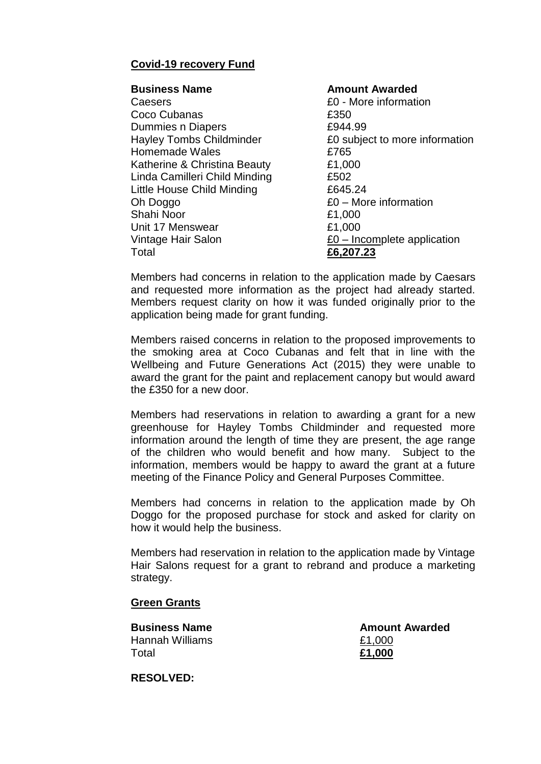**Covid-19 recovery Fund**

| **Business Name** | **Amount Awarded** |
|---|---|
| Caesers | £0 - More information |
| Coco Cubanas | £350 |
| Dummies n Diapers | £944.99 |
| Hayley Tombs Childminder | £0 subject to more information |
| Homemade Wales | £765 |
| Katherine & Christina Beauty | £1,000 |
| Linda Camilleri Child Minding | £502 |
| Little House Child Minding | £645.24 |
| Oh Doggo | £0 – More information |
| Shahi Noor | £1,000 |
| Unit 17 Menswear | £1,000 |
| Vintage Hair Salon | £0 – Incomplete application |
| Total | **£6,207.23** |

Members had concerns in relation to the application made by Caesars and requested more information as the project had already started. Members request clarity on how it was funded originally prior to the application being made for grant funding.

Members raised concerns in relation to the proposed improvements to the smoking area at Coco Cubanas and felt that in line with the Wellbeing and Future Generations Act (2015) they were unable to award the grant for the paint and replacement canopy but would award the £350 for a new door.

Members had reservations in relation to awarding a grant for a new greenhouse for Hayley Tombs Childminder and requested more information around the length of time they are present, the age range of the children who would benefit and how many. Subject to the information, members would be happy to award the grant at a future meeting of the Finance Policy and General Purposes Committee.

Members had concerns in relation to the application made by Oh Doggo for the proposed purchase for stock and asked for clarity on how it would help the business.

Members had reservation in relation to the application made by Vintage Hair Salons request for a grant to rebrand and produce a marketing strategy.

**Green Grants**

| **Business Name** | **Amount Awarded** |
|---|---|
| Hannah Williams | £1,000 |
| Total | **£1,000** |

**RESOLVED:**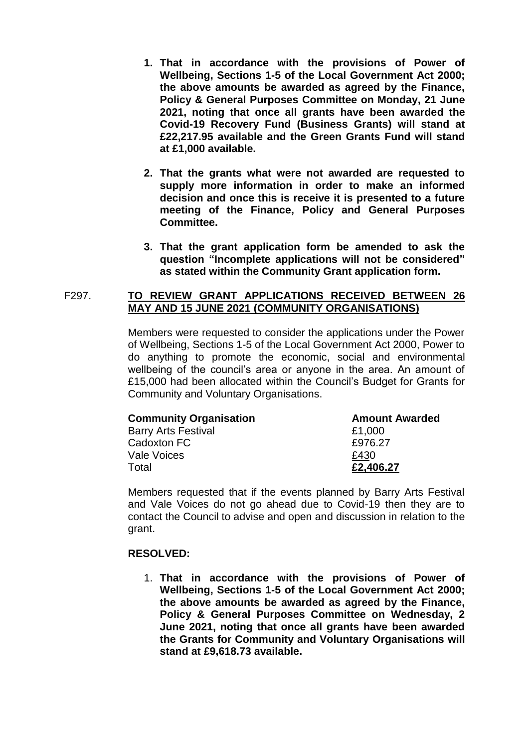1. **That in accordance with the provisions of Power of Wellbeing, Sections 1-5 of the Local Government Act 2000; the above amounts be awarded as agreed by the Finance, Policy & General Purposes Committee on Monday, 21 June 2021, noting that once all grants have been awarded the Covid-19 Recovery Fund (Business Grants) will stand at £22,217.95 available and the Green Grants Fund will stand at £1,000 available.**

2. **That the grants what were not awarded are requested to supply more information in order to make an informed decision and once this is receive it is presented to a future meeting of the Finance, Policy and General Purposes Committee.**

3. **That the grant application form be amended to ask the question "Incomplete applications will not be considered" as stated within the Community Grant application form.**

F297. **TO REVIEW GRANT APPLICATIONS RECEIVED BETWEEN 26 MAY AND 15 JUNE 2021 (COMMUNITY ORGANISATIONS)**

Members were requested to consider the applications under the Power of Wellbeing, Sections 1-5 of the Local Government Act 2000, Power to do anything to promote the economic, social and environmental wellbeing of the council's area or anyone in the area. An amount of £15,000 had been allocated within the Council's Budget for Grants for Community and Voluntary Organisations.

| **Community Organisation** | **Amount Awarded** |
| --- | --- |
| Barry Arts Festival | £1,000 |
| Cadoxton FC | £976.27 |
| Vale Voices | £430 |
| Total | **£2,406.27** |

Members requested that if the events planned by Barry Arts Festival and Vale Voices do not go ahead due to Covid-19 then they are to contact the Council to advise and open and discussion in relation to the grant.

**RESOLVED:**

1. **That in accordance with the provisions of Power of Wellbeing, Sections 1-5 of the Local Government Act 2000; the above amounts be awarded as agreed by the Finance, Policy & General Purposes Committee on Wednesday, 2 June 2021, noting that once all grants have been awarded the Grants for Community and Voluntary Organisations will stand at £9,618.73 available.**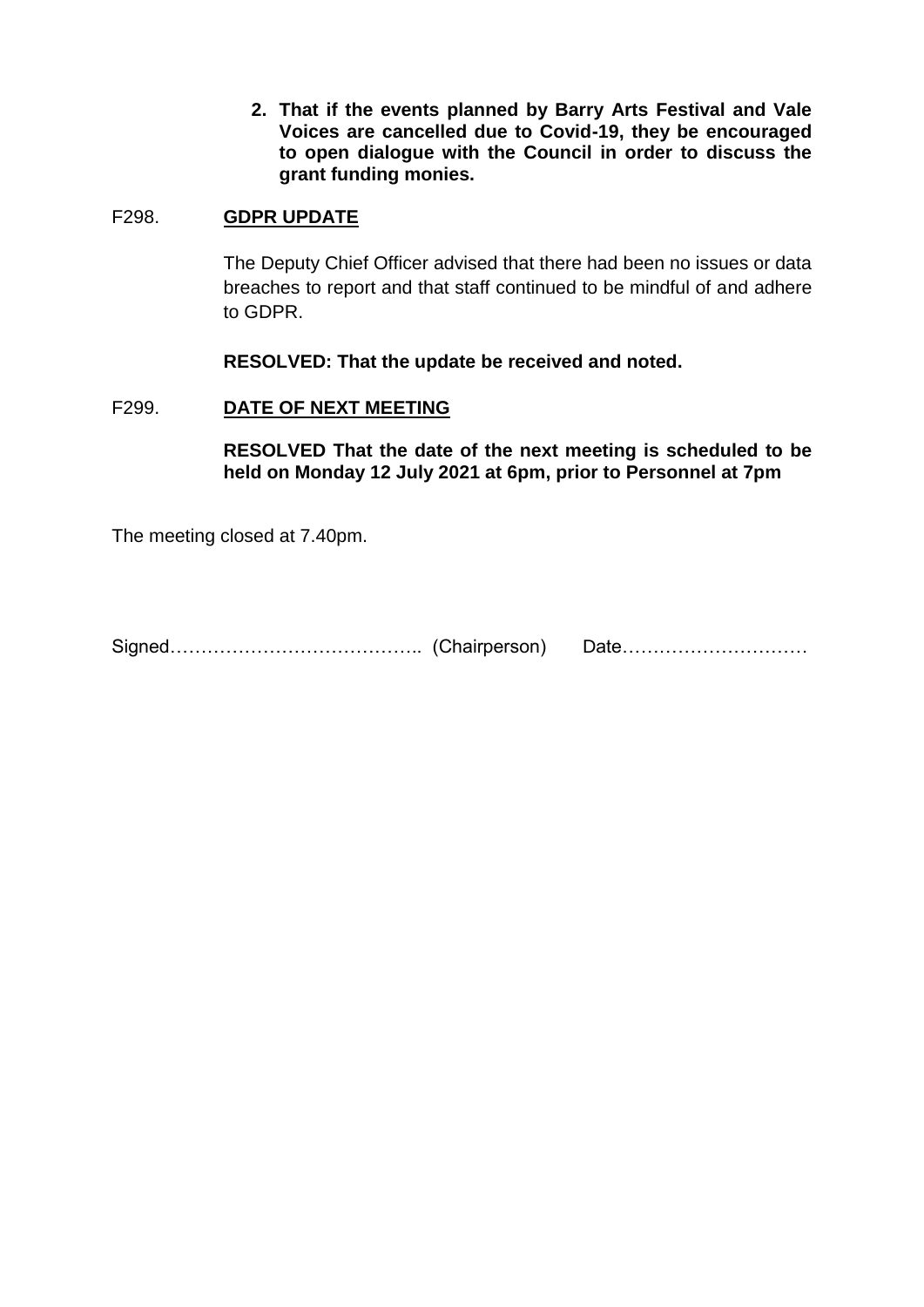2. **That if the events planned by Barry Arts Festival and Vale Voices are cancelled due to Covid-19, they be encouraged to open dialogue with the Council in order to discuss the grant funding monies.**

F298. **GDPR UPDATE**

The Deputy Chief Officer advised that there had been no issues or data breaches to report and that staff continued to be mindful of and adhere to GDPR.

**RESOLVED: That the update be received and noted.**

F299. **DATE OF NEXT MEETING**

**RESOLVED That the date of the next meeting is scheduled to be held on Monday 12 July 2021 at 6pm, prior to Personnel at 7pm**

The meeting closed at 7.40pm.

Signed………………………………….. (Chairperson) Date…………………………